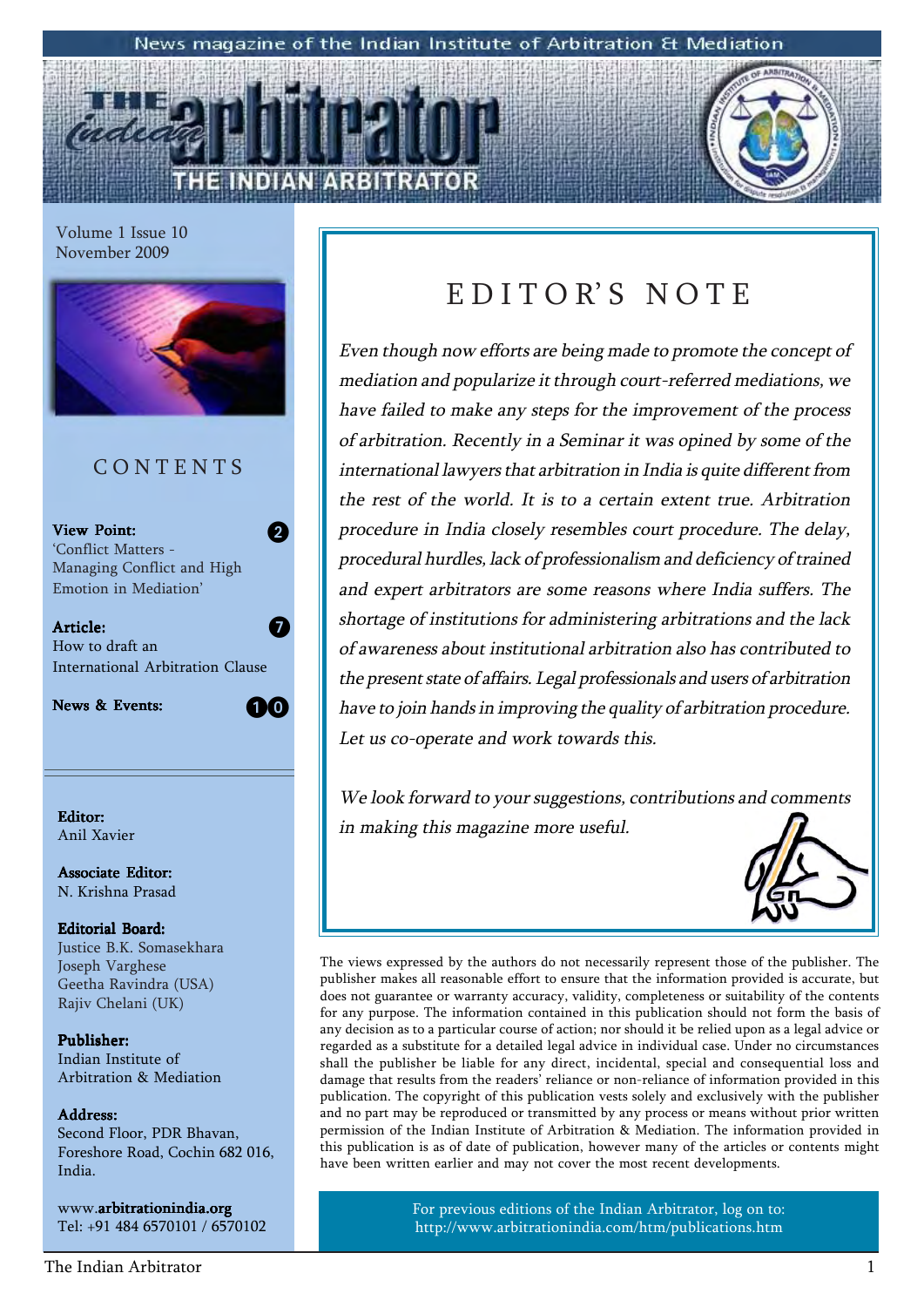News magazine of the Indian Institute of Arbitration & Mediation

# THE INDIAN ARBITRATOR

Volume 1 Issue 10
November 2009

## CONTENTS

**View Point:** 2
'Conflict Matters - Managing Conflict and High Emotion in Mediation'

**Article:** 7
How to draft an International Arbitration Clause

**News & Events:** 10

**Editor:**
Anil Xavier

**Associate Editor:**
N. Krishna Prasad

**Editorial Board:**
Justice B.K. Somasekhara
Joseph Varghese
Geetha Ravindra (USA)
Rajiv Chelani (UK)

**Publisher:**
Indian Institute of Arbitration & Mediation

**Address:**
Second Floor, PDR Bhavan,
Foreshore Road, Cochin 682 016,
India.

www.**arbitrationindia.org**
Tel: +91 484 6570101 / 6570102

## EDITOR'S NOTE

*Even though now efforts are being made to promote the concept of mediation and popularize it through court-referred mediations, we have failed to make any steps for the improvement of the process of arbitration. Recently in a Seminar it was opined by some of the international lawyers that arbitration in India is quite different from the rest of the world. It is to a certain extent true. Arbitration procedure in India closely resembles court procedure. The delay, procedural hurdles, lack of professionalism and deficiency of trained and expert arbitrators are some reasons where India suffers. The shortage of institutions for administering arbitrations and the lack of awareness about institutional arbitration also has contributed to the present state of affairs. Legal professionals and users of arbitration have to join hands in improving the quality of arbitration procedure. Let us co-operate and work towards this.*

*We look forward to your suggestions, contributions and comments in making this magazine more useful.*

The views expressed by the authors do not necessarily represent those of the publisher. The publisher makes all reasonable effort to ensure that the information provided is accurate, but does not guarantee or warranty accuracy, validity, completeness or suitability of the contents for any purpose. The information contained in this publication should not form the basis of any decision as to a particular course of action; nor should it be relied upon as a legal advice or regarded as a substitute for a detailed legal advice in individual case. Under no circumstances shall the publisher be liable for any direct, incidental, special and consequential loss and damage that results from the readers' reliance or non-reliance of information provided in this publication. The copyright of this publication vests solely and exclusively with the publisher and no part may be reproduced or transmitted by any process or means without prior written permission of the Indian Institute of Arbitration & Mediation. The information provided in this publication is as of date of publication, however many of the articles or contents might have been written earlier and may not cover the most recent developments.

For previous editions of the Indian Arbitrator, log on to:
http://www.arbitrationindia.com/htm/publications.htm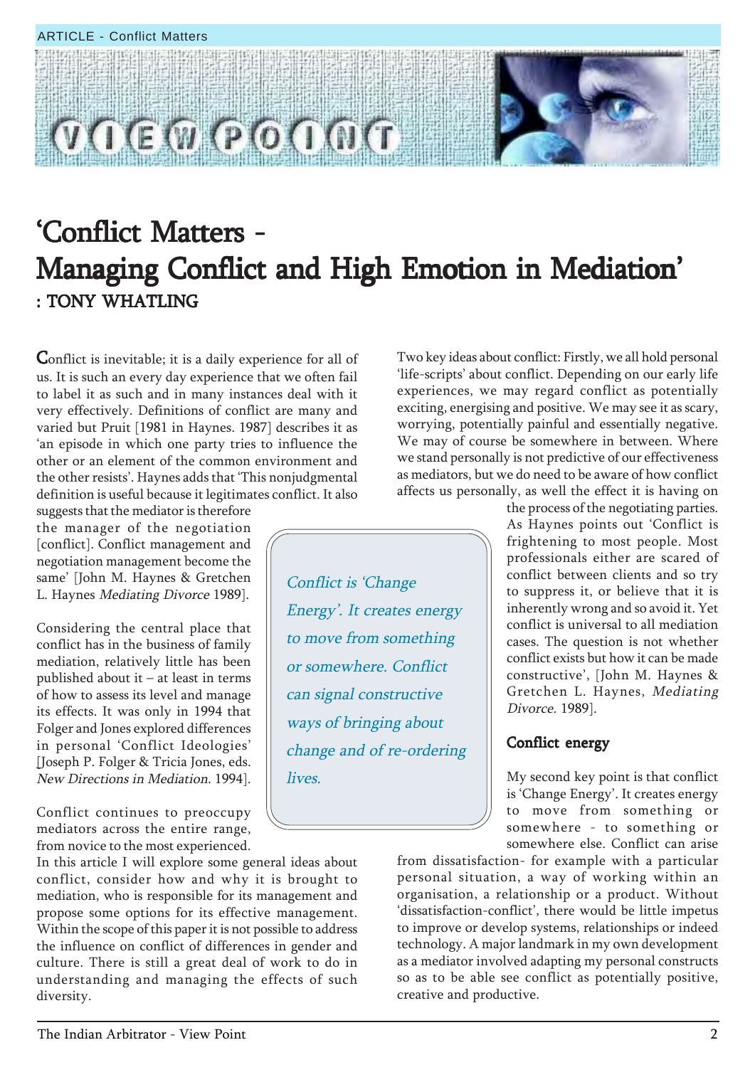# 'Conflict Matters - Managing Conflict and High Emotion in Mediation'

**: TONY WHATLING**

Conflict is inevitable; it is a daily experience for all of us. It is such an every day experience that we often fail to label it as such and in many instances deal with it very effectively. Definitions of conflict are many and varied but Pruit [1981 in Haynes. 1987] describes it as 'an episode in which one party tries to influence the other or an element of the common environment and the other resists'. Haynes adds that 'This nonjudgmental definition is useful because it legitimates conflict. It also suggests that the mediator is therefore the manager of the negotiation [conflict]. Conflict management and negotiation management become the same' [John M. Haynes & Gretchen L. Haynes *Mediating Divorce* 1989].

Considering the central place that conflict has in the business of family mediation, relatively little has been published about it – at least in terms of how to assess its level and manage its effects. It was only in 1994 that Folger and Jones explored differences in personal 'Conflict Ideologies' [Joseph P. Folger & Tricia Jones, eds. *New Directions in Mediation*. 1994].

Conflict continues to preoccupy mediators across the entire range, from novice to the most experienced. In this article I will explore some general ideas about conflict, consider how and why it is brought to mediation, who is responsible for its management and propose some options for its effective management. Within the scope of this paper it is not possible to address the influence on conflict of differences in gender and culture. There is still a great deal of work to do in understanding and managing the effects of such diversity.

> *Conflict is 'Change Energy'. It creates energy to move from something or somewhere. Conflict can signal constructive ways of bringing about change and of re-ordering lives.*

Two key ideas about conflict: Firstly, we all hold personal 'life-scripts' about conflict. Depending on our early life experiences, we may regard conflict as potentially exciting, energising and positive. We may see it as scary, worrying, potentially painful and essentially negative. We may of course be somewhere in between. Where we stand personally is not predictive of our effectiveness as mediators, but we do need to be aware of how conflict affects us personally, as well the effect it is having on the process of the negotiating parties. As Haynes points out 'Conflict is frightening to most people. Most professionals either are scared of conflict between clients and so try to suppress it, or believe that it is inherently wrong and so avoid it. Yet conflict is universal to all mediation cases. The question is not whether conflict exists but how it can be made constructive', [John M. Haynes & Gretchen L. Haynes, *Mediating Divorce*. 1989].

## Conflict energy

My second key point is that conflict is 'Change Energy'. It creates energy to move from something or somewhere - to something or somewhere else. Conflict can arise from dissatisfaction- for example with a particular personal situation, a way of working within an organisation, a relationship or a product. Without 'dissatisfaction-conflict', there would be little impetus to improve or develop systems, relationships or indeed technology. A major landmark in my own development as a mediator involved adapting my personal constructs so as to be able see conflict as potentially positive, creative and productive.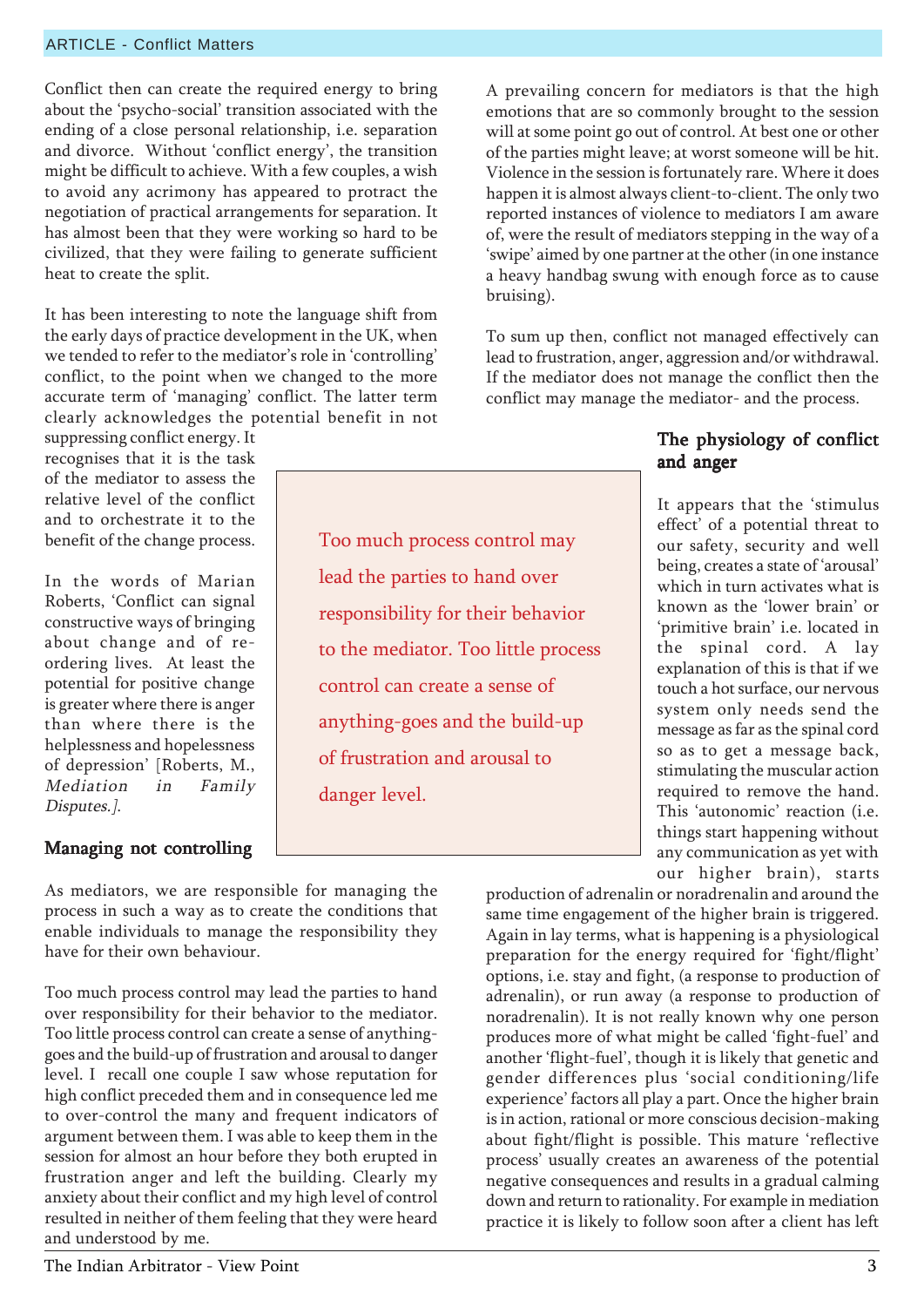Conflict then can create the required energy to bring about the 'psycho-social' transition associated with the ending of a close personal relationship, i.e. separation and divorce. Without 'conflict energy', the transition might be difficult to achieve. With a few couples, a wish to avoid any acrimony has appeared to protract the negotiation of practical arrangements for separation. It has almost been that they were working so hard to be civilized, that they were failing to generate sufficient heat to create the split.

It has been interesting to note the language shift from the early days of practice development in the UK, when we tended to refer to the mediator's role in 'controlling' conflict, to the point when we changed to the more accurate term of 'managing' conflict. The latter term clearly acknowledges the potential benefit in not suppressing conflict energy. It recognises that it is the task of the mediator to assess the relative level of the conflict and to orchestrate it to the benefit of the change process.

In the words of Marian Roberts, 'Conflict can signal constructive ways of bringing about change and of re-ordering lives. At least the potential for positive change is greater where there is anger than where there is the helplessness and hopelessness of depression' [Roberts, M., *Mediation in Family Disputes.*].

> Too much process control may lead the parties to hand over responsibility for their behavior to the mediator. Too little process control can create a sense of anything-goes and the build-up of frustration and arousal to danger level.

## Managing not controlling

As mediators, we are responsible for managing the process in such a way as to create the conditions that enable individuals to manage the responsibility they have for their own behaviour.

Too much process control may lead the parties to hand over responsibility for their behavior to the mediator. Too little process control can create a sense of anything-goes and the build-up of frustration and arousal to danger level. I recall one couple I saw whose reputation for high conflict preceded them and in consequence led me to over-control the many and frequent indicators of argument between them. I was able to keep them in the session for almost an hour before they both erupted in frustration anger and left the building. Clearly my anxiety about their conflict and my high level of control resulted in neither of them feeling that they were heard and understood by me.

A prevailing concern for mediators is that the high emotions that are so commonly brought to the session will at some point go out of control. At best one or other of the parties might leave; at worst someone will be hit. Violence in the session is fortunately rare. Where it does happen it is almost always client-to-client. The only two reported instances of violence to mediators I am aware of, were the result of mediators stepping in the way of a 'swipe' aimed by one partner at the other (in one instance a heavy handbag swung with enough force as to cause bruising).

To sum up then, conflict not managed effectively can lead to frustration, anger, aggression and/or withdrawal. If the mediator does not manage the conflict then the conflict may manage the mediator- and the process.

## The physiology of conflict and anger

It appears that the 'stimulus effect' of a potential threat to our safety, security and well being, creates a state of 'arousal' which in turn activates what is known as the 'lower brain' or 'primitive brain' i.e. located in the spinal cord. A lay explanation of this is that if we touch a hot surface, our nervous system only needs send the message as far as the spinal cord so as to get a message back, stimulating the muscular action required to remove the hand. This 'autonomic' reaction (i.e. things start happening without any communication as yet with our higher brain), starts production of adrenalin or noradrenalin and around the same time engagement of the higher brain is triggered. Again in lay terms, what is happening is a physiological preparation for the energy required for 'fight/flight' options, i.e. stay and fight, (a response to production of adrenalin), or run away (a response to production of noradrenalin). It is not really known why one person produces more of what might be called 'fight-fuel' and another 'flight-fuel', though it is likely that genetic and gender differences plus 'social conditioning/life experience' factors all play a part. Once the higher brain is in action, rational or more conscious decision-making about fight/flight is possible. This mature 'reflective process' usually creates an awareness of the potential negative consequences and results in a gradual calming down and return to rationality. For example in mediation practice it is likely to follow soon after a client has left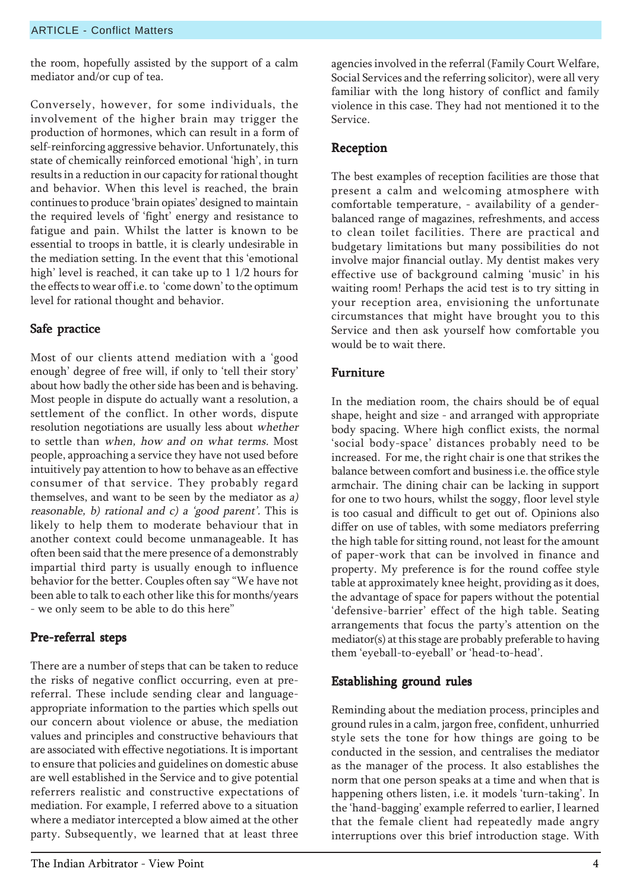the room, hopefully assisted by the support of a calm mediator and/or cup of tea.

Conversely, however, for some individuals, the involvement of the higher brain may trigger the production of hormones, which can result in a form of self-reinforcing aggressive behavior. Unfortunately, this state of chemically reinforced emotional 'high', in turn results in a reduction in our capacity for rational thought and behavior. When this level is reached, the brain continues to produce 'brain opiates' designed to maintain the required levels of 'fight' energy and resistance to fatigue and pain. Whilst the latter is known to be essential to troops in battle, it is clearly undesirable in the mediation setting. In the event that this 'emotional high' level is reached, it can take up to 1 1/2 hours for the effects to wear off i.e. to 'come down' to the optimum level for rational thought and behavior.

## Safe practice

Most of our clients attend mediation with a 'good enough' degree of free will, if only to 'tell their story' about how badly the other side has been and is behaving. Most people in dispute do actually want a resolution, a settlement of the conflict. In other words, dispute resolution negotiations are usually less about *whether* to settle than *when, how and on what terms*. Most people, approaching a service they have not used before intuitively pay attention to how to behave as an effective consumer of that service. They probably regard themselves, and want to be seen by the mediator as *a) reasonable, b) rational and c) a 'good parent'.* This is likely to help them to moderate behaviour that in another context could become unmanageable. It has often been said that the mere presence of a demonstrably impartial third party is usually enough to influence behavior for the better. Couples often say "We have not been able to talk to each other like this for months/years - we only seem to be able to do this here"

## Pre-referral steps

There are a number of steps that can be taken to reduce the risks of negative conflict occurring, even at pre-referral. These include sending clear and language-appropriate information to the parties which spells out our concern about violence or abuse, the mediation values and principles and constructive behaviours that are associated with effective negotiations. It is important to ensure that policies and guidelines on domestic abuse are well established in the Service and to give potential referrers realistic and constructive expectations of mediation. For example, I referred above to a situation where a mediator intercepted a blow aimed at the other party. Subsequently, we learned that at least three agencies involved in the referral (Family Court Welfare, Social Services and the referring solicitor), were all very familiar with the long history of conflict and family violence in this case. They had not mentioned it to the Service.

## Reception

The best examples of reception facilities are those that present a calm and welcoming atmosphere with comfortable temperature, - availability of a gender-balanced range of magazines, refreshments, and access to clean toilet facilities. There are practical and budgetary limitations but many possibilities do not involve major financial outlay. My dentist makes very effective use of background calming 'music' in his waiting room! Perhaps the acid test is to try sitting in your reception area, envisioning the unfortunate circumstances that might have brought you to this Service and then ask yourself how comfortable you would be to wait there.

## Furniture

In the mediation room, the chairs should be of equal shape, height and size - and arranged with appropriate body spacing. Where high conflict exists, the normal 'social body-space' distances probably need to be increased. For me, the right chair is one that strikes the balance between comfort and business i.e. the office style armchair. The dining chair can be lacking in support for one to two hours, whilst the soggy, floor level style is too casual and difficult to get out of. Opinions also differ on use of tables, with some mediators preferring the high table for sitting round, not least for the amount of paper-work that can be involved in finance and property. My preference is for the round coffee style table at approximately knee height, providing as it does, the advantage of space for papers without the potential 'defensive-barrier' effect of the high table. Seating arrangements that focus the party's attention on the mediator(s) at this stage are probably preferable to having them 'eyeball-to-eyeball' or 'head-to-head'.

## Establishing ground rules

Reminding about the mediation process, principles and ground rules in a calm, jargon free, confident, unhurried style sets the tone for how things are going to be conducted in the session, and centralises the mediator as the manager of the process. It also establishes the norm that one person speaks at a time and when that is happening others listen, i.e. it models 'turn-taking'. In the 'hand-bagging' example referred to earlier, I learned that the female client had repeatedly made angry interruptions over this brief introduction stage. With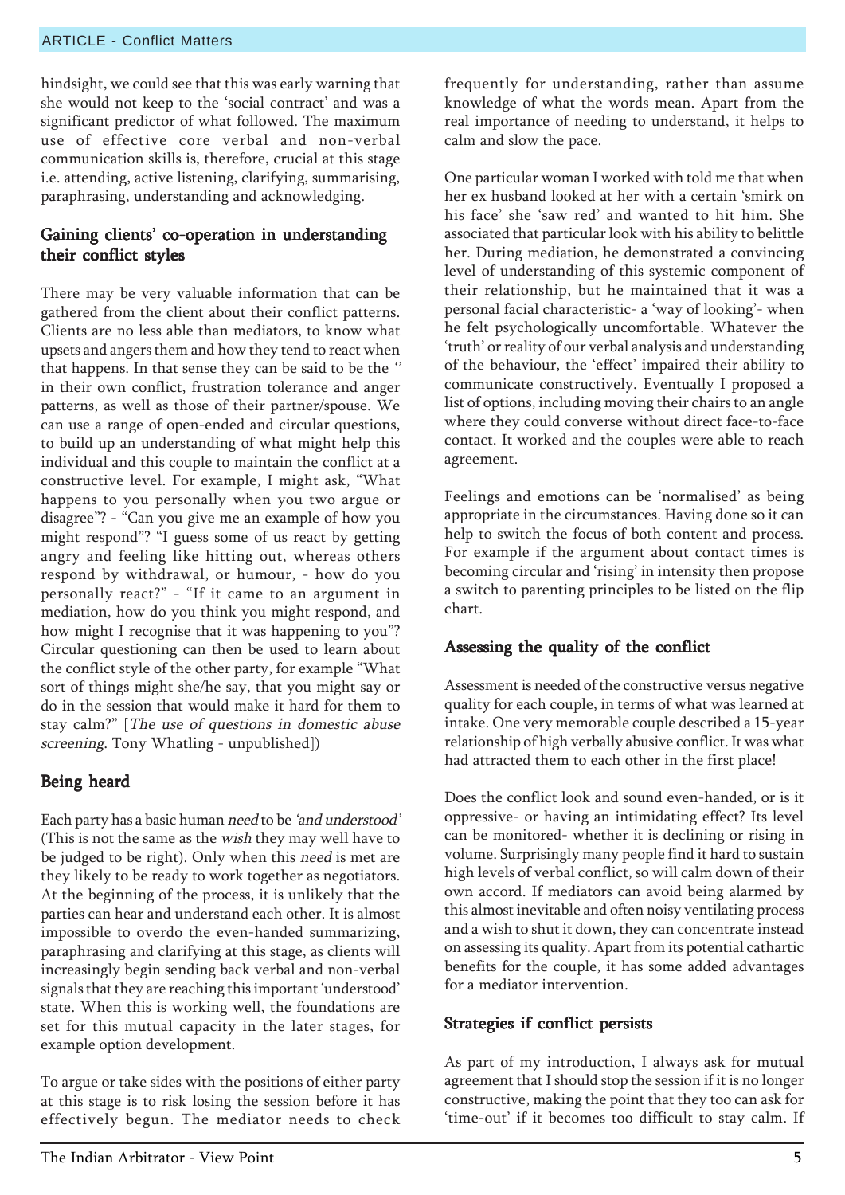hindsight, we could see that this was early warning that she would not keep to the 'social contract' and was a significant predictor of what followed. The maximum use of effective core verbal and non-verbal communication skills is, therefore, crucial at this stage i.e. attending, active listening, clarifying, summarising, paraphrasing, understanding and acknowledging.

## Gaining clients' co-operation in understanding their conflict styles

There may be very valuable information that can be gathered from the client about their conflict patterns. Clients are no less able than mediators, to know what upsets and angers them and how they tend to react when that happens. In that sense they can be said to be the '' in their own conflict, frustration tolerance and anger patterns, as well as those of their partner/spouse. We can use a range of open-ended and circular questions, to build up an understanding of what might help this individual and this couple to maintain the conflict at a constructive level. For example, I might ask, "What happens to you personally when you two argue or disagree"? - "Can you give me an example of how you might respond"? "I guess some of us react by getting angry and feeling like hitting out, whereas others respond by withdrawal, or humour, - how do you personally react?" - "If it came to an argument in mediation, how do you think you might respond, and how might I recognise that it was happening to you"? Circular questioning can then be used to learn about the conflict style of the other party, for example "What sort of things might she/he say, that you might say or do in the session that would make it hard for them to stay calm?" [*The use of questions in domestic abuse screening*. Tony Whatling - unpublished])

## Being heard

Each party has a basic human *need* to be *'and understood'* (This is not the same as the *wish* they may well have to be judged to be right). Only when this *need* is met are they likely to be ready to work together as negotiators. At the beginning of the process, it is unlikely that the parties can hear and understand each other. It is almost impossible to overdo the even-handed summarizing, paraphrasing and clarifying at this stage, as clients will increasingly begin sending back verbal and non-verbal signals that they are reaching this important 'understood' state. When this is working well, the foundations are set for this mutual capacity in the later stages, for example option development.

To argue or take sides with the positions of either party at this stage is to risk losing the session before it has effectively begun. The mediator needs to check frequently for understanding, rather than assume knowledge of what the words mean. Apart from the real importance of needing to understand, it helps to calm and slow the pace.

One particular woman I worked with told me that when her ex husband looked at her with a certain 'smirk on his face' she 'saw red' and wanted to hit him. She associated that particular look with his ability to belittle her. During mediation, he demonstrated a convincing level of understanding of this systemic component of their relationship, but he maintained that it was a personal facial characteristic- a 'way of looking'- when he felt psychologically uncomfortable. Whatever the 'truth' or reality of our verbal analysis and understanding of the behaviour, the 'effect' impaired their ability to communicate constructively. Eventually I proposed a list of options, including moving their chairs to an angle where they could converse without direct face-to-face contact. It worked and the couples were able to reach agreement.

Feelings and emotions can be 'normalised' as being appropriate in the circumstances. Having done so it can help to switch the focus of both content and process. For example if the argument about contact times is becoming circular and 'rising' in intensity then propose a switch to parenting principles to be listed on the flip chart.

## Assessing the quality of the conflict

Assessment is needed of the constructive versus negative quality for each couple, in terms of what was learned at intake. One very memorable couple described a 15-year relationship of high verbally abusive conflict. It was what had attracted them to each other in the first place!

Does the conflict look and sound even-handed, or is it oppressive- or having an intimidating effect? Its level can be monitored- whether it is declining or rising in volume. Surprisingly many people find it hard to sustain high levels of verbal conflict, so will calm down of their own accord. If mediators can avoid being alarmed by this almost inevitable and often noisy ventilating process and a wish to shut it down, they can concentrate instead on assessing its quality. Apart from its potential cathartic benefits for the couple, it has some added advantages for a mediator intervention.

## Strategies if conflict persists

As part of my introduction, I always ask for mutual agreement that I should stop the session if it is no longer constructive, making the point that they too can ask for 'time-out' if it becomes too difficult to stay calm. If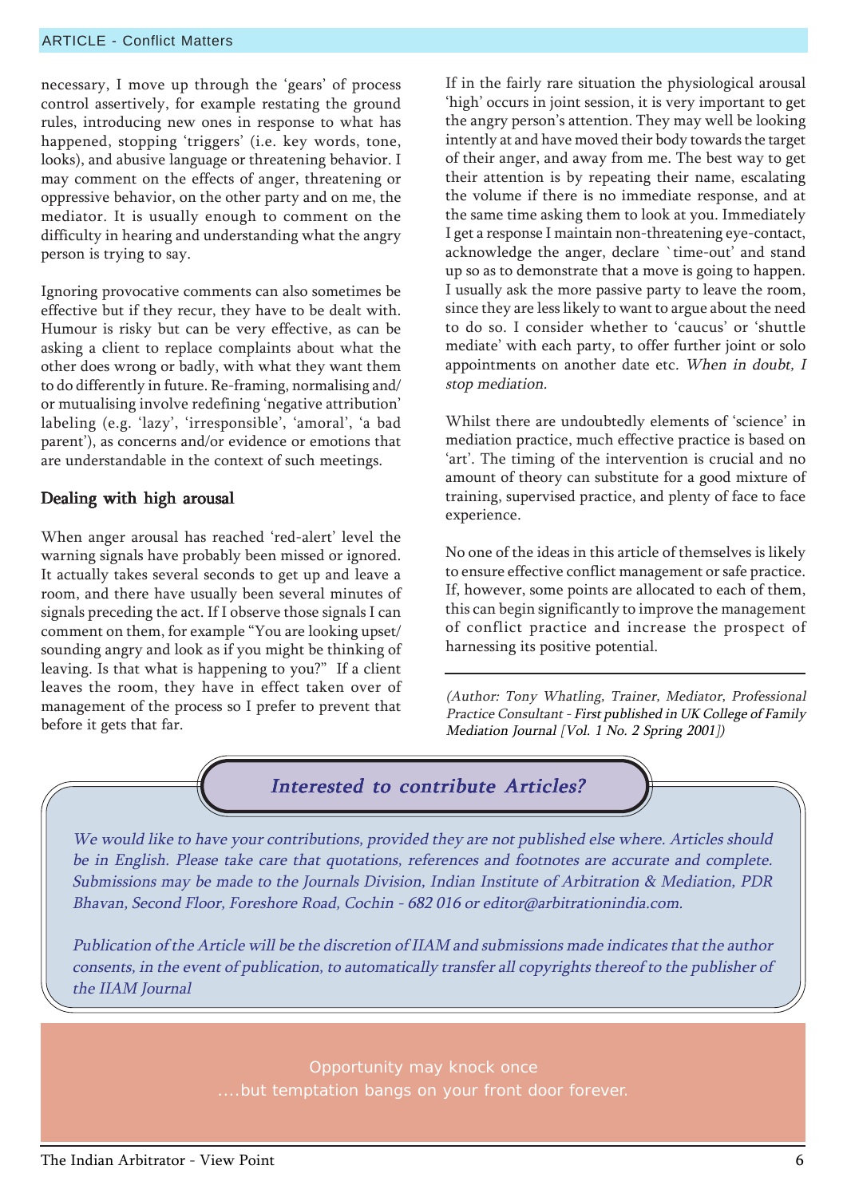necessary, I move up through the 'gears' of process control assertively, for example restating the ground rules, introducing new ones in response to what has happened, stopping 'triggers' (i.e. key words, tone, looks), and abusive language or threatening behavior. I may comment on the effects of anger, threatening or oppressive behavior, on the other party and on me, the mediator. It is usually enough to comment on the difficulty in hearing and understanding what the angry person is trying to say.

Ignoring provocative comments can also sometimes be effective but if they recur, they have to be dealt with. Humour is risky but can be very effective, as can be asking a client to replace complaints about what the other does wrong or badly, with what they want them to do differently in future. Re-framing, normalising and/or mutualising involve redefining 'negative attribution' labeling (e.g. 'lazy', 'irresponsible', 'amoral', 'a bad parent'), as concerns and/or evidence or emotions that are understandable in the context of such meetings.

## Dealing with high arousal

When anger arousal has reached 'red-alert' level the warning signals have probably been missed or ignored. It actually takes several seconds to get up and leave a room, and there have usually been several minutes of signals preceding the act. If I observe those signals I can comment on them, for example "You are looking upset/sounding angry and look as if you might be thinking of leaving. Is that what is happening to you?" If a client leaves the room, they have in effect taken over of management of the process so I prefer to prevent that before it gets that far.

If in the fairly rare situation the physiological arousal 'high' occurs in joint session, it is very important to get the angry person's attention. They may well be looking intently at and have moved their body towards the target of their anger, and away from me. The best way to get their attention is by repeating their name, escalating the volume if there is no immediate response, and at the same time asking them to look at you. Immediately I get a response I maintain non-threatening eye-contact, acknowledge the anger, declare `time-out' and stand up so as to demonstrate that a move is going to happen. I usually ask the more passive party to leave the room, since they are less likely to want to argue about the need to do so. I consider whether to 'caucus' or 'shuttle mediate' with each party, to offer further joint or solo appointments on another date etc. *When in doubt, I stop mediation.*

Whilst there are undoubtedly elements of 'science' in mediation practice, much effective practice is based on 'art'. The timing of the intervention is crucial and no amount of theory can substitute for a good mixture of training, supervised practice, and plenty of face to face experience.

No one of the ideas in this article of themselves is likely to ensure effective conflict management or safe practice. If, however, some points are allocated to each of them, this can begin significantly to improve the management of conflict practice and increase the prospect of harnessing its positive potential.

*(Author: Tony Whatling, Trainer, Mediator, Professional Practice Consultant - First published in UK College of Family Mediation Journal [Vol. 1 No. 2 Spring 2001])*

---

### *Interested to contribute Articles?*

*We would like to have your contributions, provided they are not published else where. Articles should be in English. Please take care that quotations, references and footnotes are accurate and complete. Submissions may be made to the Journals Division, Indian Institute of Arbitration & Mediation, PDR Bhavan, Second Floor, Foreshore Road, Cochin - 682 016 or editor@arbitrationindia.com.*

*Publication of the Article will be the discretion of IIAM and submissions made indicates that the author consents, in the event of publication, to automatically transfer all copyrights thereof to the publisher of the IIAM Journal*

---

Opportunity may knock once
....but temptation bangs on your front door forever.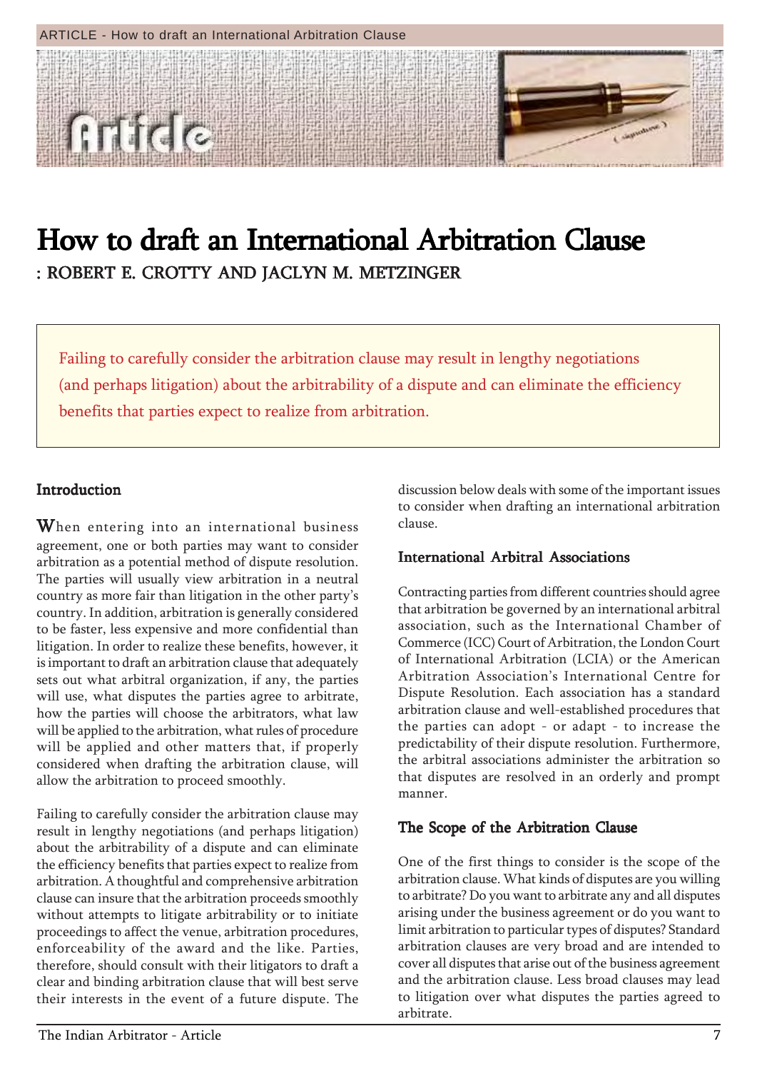# How to draft an International Arbitration Clause

: ROBERT E. CROTTY AND JACLYN M. METZINGER

> Failing to carefully consider the arbitration clause may result in lengthy negotiations (and perhaps litigation) about the arbitrability of a dispute and can eliminate the efficiency benefits that parties expect to realize from arbitration.

## Introduction

When entering into an international business agreement, one or both parties may want to consider arbitration as a potential method of dispute resolution. The parties will usually view arbitration in a neutral country as more fair than litigation in the other party's country. In addition, arbitration is generally considered to be faster, less expensive and more confidential than litigation. In order to realize these benefits, however, it is important to draft an arbitration clause that adequately sets out what arbitral organization, if any, the parties will use, what disputes the parties agree to arbitrate, how the parties will choose the arbitrators, what law will be applied to the arbitration, what rules of procedure will be applied and other matters that, if properly considered when drafting the arbitration clause, will allow the arbitration to proceed smoothly.

Failing to carefully consider the arbitration clause may result in lengthy negotiations (and perhaps litigation) about the arbitrability of a dispute and can eliminate the efficiency benefits that parties expect to realize from arbitration. A thoughtful and comprehensive arbitration clause can insure that the arbitration proceeds smoothly without attempts to litigate arbitrability or to initiate proceedings to affect the venue, arbitration procedures, enforceability of the award and the like. Parties, therefore, should consult with their litigators to draft a clear and binding arbitration clause that will best serve their interests in the event of a future dispute. The discussion below deals with some of the important issues to consider when drafting an international arbitration clause.

## International Arbitral Associations

Contracting parties from different countries should agree that arbitration be governed by an international arbitral association, such as the International Chamber of Commerce (ICC) Court of Arbitration, the London Court of International Arbitration (LCIA) or the American Arbitration Association's International Centre for Dispute Resolution. Each association has a standard arbitration clause and well-established procedures that the parties can adopt - or adapt - to increase the predictability of their dispute resolution. Furthermore, the arbitral associations administer the arbitration so that disputes are resolved in an orderly and prompt manner.

## The Scope of the Arbitration Clause

One of the first things to consider is the scope of the arbitration clause. What kinds of disputes are you willing to arbitrate? Do you want to arbitrate any and all disputes arising under the business agreement or do you want to limit arbitration to particular types of disputes? Standard arbitration clauses are very broad and are intended to cover all disputes that arise out of the business agreement and the arbitration clause. Less broad clauses may lead to litigation over what disputes the parties agreed to arbitrate.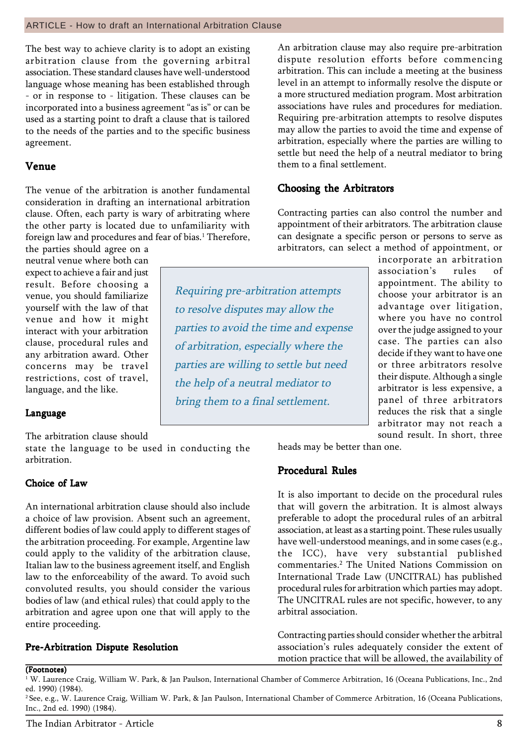The best way to achieve clarity is to adopt an existing arbitration clause from the governing arbitral association. These standard clauses have well-understood language whose meaning has been established through - or in response to - litigation. These clauses can be incorporated into a business agreement "as is" or can be used as a starting point to draft a clause that is tailored to the needs of the parties and to the specific business agreement.

## Venue

The venue of the arbitration is another fundamental consideration in drafting an international arbitration clause. Often, each party is wary of arbitrating where the other party is located due to unfamiliarity with foreign law and procedures and fear of bias.[1] Therefore, the parties should agree on a neutral venue where both can expect to achieve a fair and just result. Before choosing a venue, you should familiarize yourself with the law of that venue and how it might interact with your arbitration clause, procedural rules and any arbitration award. Other concerns may be travel restrictions, cost of travel, language, and the like.

## Language

The arbitration clause should state the language to be used in conducting the arbitration.

## Choice of Law

An international arbitration clause should also include a choice of law provision. Absent such an agreement, different bodies of law could apply to different stages of the arbitration proceeding. For example, Argentine law could apply to the validity of the arbitration clause, Italian law to the business agreement itself, and English law to the enforceability of the award. To avoid such convoluted results, you should consider the various bodies of law (and ethical rules) that could apply to the arbitration and agree upon one that will apply to the entire proceeding.

## Pre-Arbitration Dispute Resolution

An arbitration clause may also require pre-arbitration dispute resolution efforts before commencing arbitration. This can include a meeting at the business level in an attempt to informally resolve the dispute or a more structured mediation program. Most arbitration associations have rules and procedures for mediation. Requiring pre-arbitration attempts to resolve disputes may allow the parties to avoid the time and expense of arbitration, especially where the parties are willing to settle but need the help of a neutral mediator to bring them to a final settlement.

> *Requiring pre-arbitration attempts to resolve disputes may allow the parties to avoid the time and expense of arbitration, especially where the parties are willing to settle but need the help of a neutral mediator to bring them to a final settlement.*

## Choosing the Arbitrators

Contracting parties can also control the number and appointment of their arbitrators. The arbitration clause can designate a specific person or persons to serve as arbitrators, can select a method of appointment, or incorporate an arbitration association's rules of appointment. The ability to choose your arbitrator is an advantage over litigation, where you have no control over the judge assigned to your case. The parties can also decide if they want to have one or three arbitrators resolve their dispute. Although a single arbitrator is less expensive, a panel of three arbitrators reduces the risk that a single arbitrator may not reach a sound result. In short, three heads may be better than one.

## Procedural Rules

It is also important to decide on the procedural rules that will govern the arbitration. It is almost always preferable to adopt the procedural rules of an arbitral association, at least as a starting point. These rules usually have well-understood meanings, and in some cases (e.g., the ICC), have very substantial published commentaries.[2] The United Nations Commission on International Trade Law (UNCITRAL) has published procedural rules for arbitration which parties may adopt. The UNCITRAL rules are not specific, however, to any arbitral association.

Contracting parties should consider whether the arbitral association's rules adequately consider the extent of motion practice that will be allowed, the availability of

**(Footnotes)**

[1] W. Laurence Craig, William W. Park, & Jan Paulson, International Chamber of Commerce Arbitration, 16 (Oceana Publications, Inc., 2nd ed. 1990) (1984).

[2] See, e.g., W. Laurence Craig, William W. Park, & Jan Paulson, International Chamber of Commerce Arbitration, 16 (Oceana Publications, Inc., 2nd ed. 1990) (1984).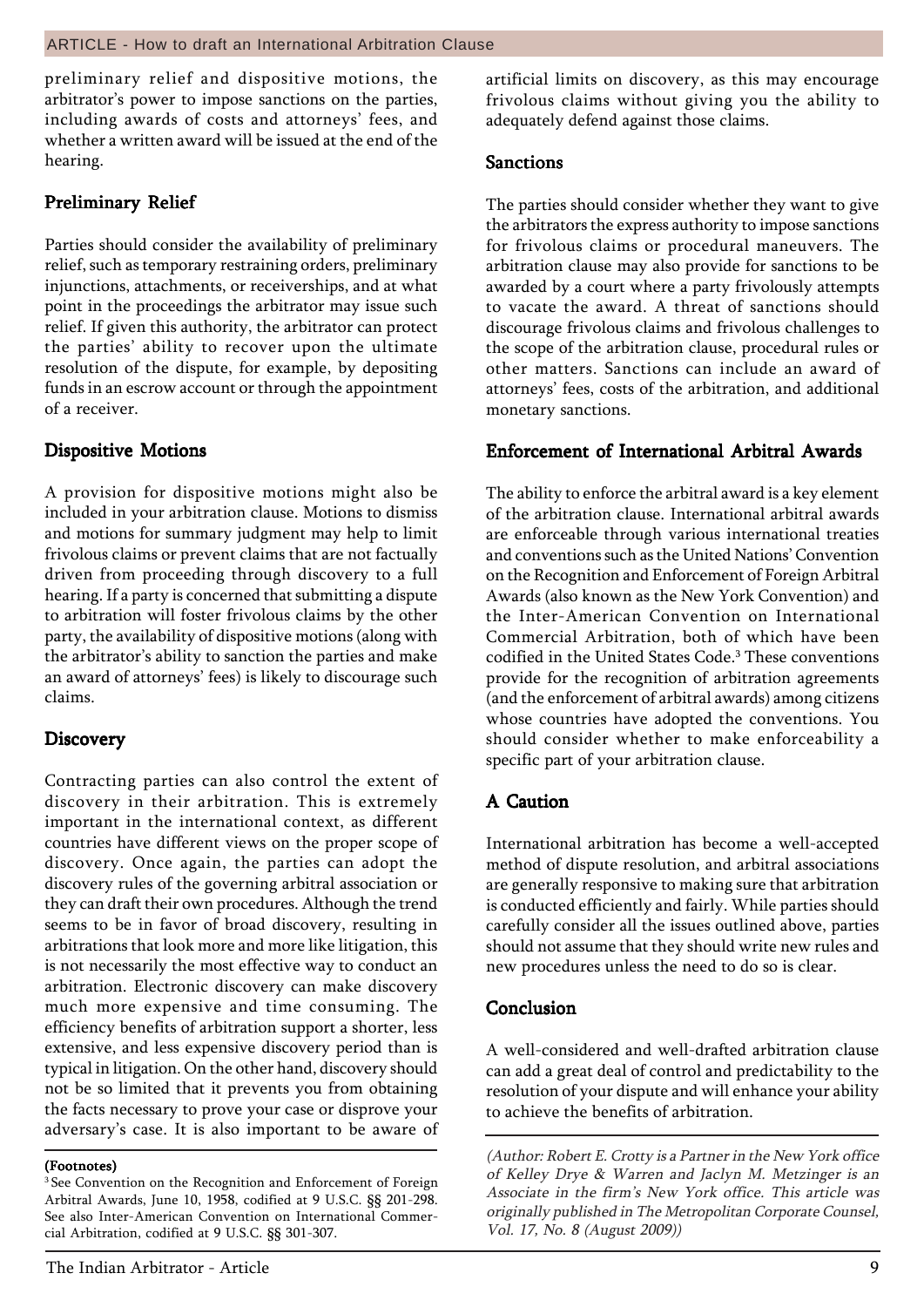preliminary relief and dispositive motions, the arbitrator's power to impose sanctions on the parties, including awards of costs and attorneys' fees, and whether a written award will be issued at the end of the hearing.

## Preliminary Relief

Parties should consider the availability of preliminary relief, such as temporary restraining orders, preliminary injunctions, attachments, or receiverships, and at what point in the proceedings the arbitrator may issue such relief. If given this authority, the arbitrator can protect the parties' ability to recover upon the ultimate resolution of the dispute, for example, by depositing funds in an escrow account or through the appointment of a receiver.

## Dispositive Motions

A provision for dispositive motions might also be included in your arbitration clause. Motions to dismiss and motions for summary judgment may help to limit frivolous claims or prevent claims that are not factually driven from proceeding through discovery to a full hearing. If a party is concerned that submitting a dispute to arbitration will foster frivolous claims by the other party, the availability of dispositive motions (along with the arbitrator's ability to sanction the parties and make an award of attorneys' fees) is likely to discourage such claims.

## Discovery

Contracting parties can also control the extent of discovery in their arbitration. This is extremely important in the international context, as different countries have different views on the proper scope of discovery. Once again, the parties can adopt the discovery rules of the governing arbitral association or they can draft their own procedures. Although the trend seems to be in favor of broad discovery, resulting in arbitrations that look more and more like litigation, this is not necessarily the most effective way to conduct an arbitration. Electronic discovery can make discovery much more expensive and time consuming. The efficiency benefits of arbitration support a shorter, less extensive, and less expensive discovery period than is typical in litigation. On the other hand, discovery should not be so limited that it prevents you from obtaining the facts necessary to prove your case or disprove your adversary's case. It is also important to be aware of artificial limits on discovery, as this may encourage frivolous claims without giving you the ability to adequately defend against those claims.

## Sanctions

The parties should consider whether they want to give the arbitrators the express authority to impose sanctions for frivolous claims or procedural maneuvers. The arbitration clause may also provide for sanctions to be awarded by a court where a party frivolously attempts to vacate the award. A threat of sanctions should discourage frivolous claims and frivolous challenges to the scope of the arbitration clause, procedural rules or other matters. Sanctions can include an award of attorneys' fees, costs of the arbitration, and additional monetary sanctions.

## Enforcement of International Arbitral Awards

The ability to enforce the arbitral award is a key element of the arbitration clause. International arbitral awards are enforceable through various international treaties and conventions such as the United Nations' Convention on the Recognition and Enforcement of Foreign Arbitral Awards (also known as the New York Convention) and the Inter-American Convention on International Commercial Arbitration, both of which have been codified in the United States Code.[3] These conventions provide for the recognition of arbitration agreements (and the enforcement of arbitral awards) among citizens whose countries have adopted the conventions. You should consider whether to make enforceability a specific part of your arbitration clause.

## A Caution

International arbitration has become a well-accepted method of dispute resolution, and arbitral associations are generally responsive to making sure that arbitration is conducted efficiently and fairly. While parties should carefully consider all the issues outlined above, parties should not assume that they should write new rules and new procedures unless the need to do so is clear.

## Conclusion

A well-considered and well-drafted arbitration clause can add a great deal of control and predictability to the resolution of your dispute and will enhance your ability to achieve the benefits of arbitration.

---

*(Author: Robert E. Crotty is a Partner in the New York office of Kelley Drye & Warren and Jaclyn M. Metzinger is an Associate in the firm's New York office. This article was originally published in The Metropolitan Corporate Counsel, Vol. 17, No. 8 (August 2009))*

---

**(Footnotes)**

[3] See Convention on the Recognition and Enforcement of Foreign Arbitral Awards, June 10, 1958, codified at 9 U.S.C. §§ 201-298. See also Inter-American Convention on International Commercial Arbitration, codified at 9 U.S.C. §§ 301-307.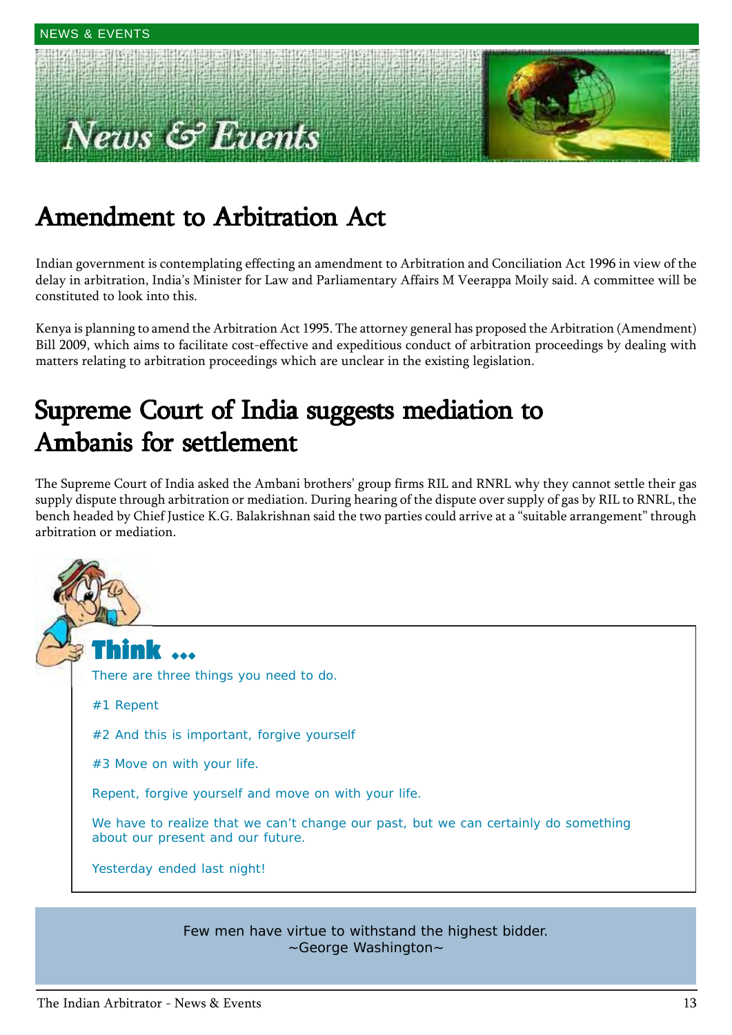# Amendment to Arbitration Act

Indian government is contemplating effecting an amendment to Arbitration and Conciliation Act 1996 in view of the delay in arbitration, India's Minister for Law and Parliamentary Affairs M Veerappa Moily said. A committee will be constituted to look into this.

Kenya is planning to amend the Arbitration Act 1995. The attorney general has proposed the Arbitration (Amendment) Bill 2009, which aims to facilitate cost-effective and expeditious conduct of arbitration proceedings by dealing with matters relating to arbitration proceedings which are unclear in the existing legislation.

# Supreme Court of India suggests mediation to Ambanis for settlement

The Supreme Court of India asked the Ambani brothers' group firms RIL and RNRL why they cannot settle their gas supply dispute through arbitration or mediation. During hearing of the dispute over supply of gas by RIL to RNRL, the bench headed by Chief Justice K.G. Balakrishnan said the two parties could arrive at a "suitable arrangement" through arbitration or mediation.

## Think ...

There are three things you need to do.

#1 Repent

#2 And this is important, forgive yourself

#3 Move on with your life.

Repent, forgive yourself and move on with your life.

We have to realize that we can't change our past, but we can certainly do something about our present and our future.

Yesterday ended last night!

Few men have virtue to withstand the highest bidder.
~George Washington~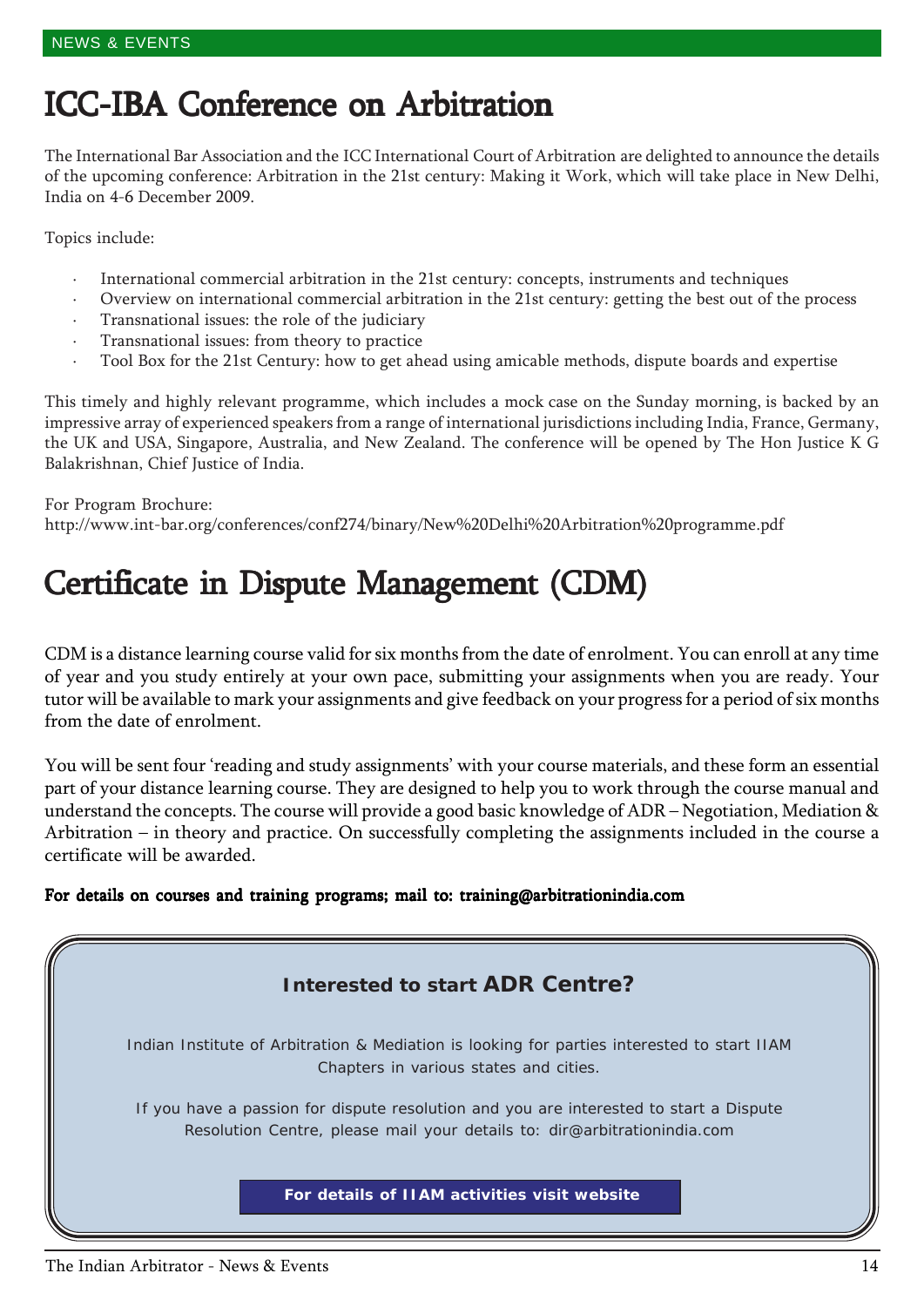NEWS & EVENTS

# ICC-IBA Conference on Arbitration

The International Bar Association and the ICC International Court of Arbitration are delighted to announce the details of the upcoming conference: Arbitration in the 21st century: Making it Work, which will take place in New Delhi, India on 4-6 December 2009.

Topics include:

- International commercial arbitration in the 21st century: concepts, instruments and techniques
- Overview on international commercial arbitration in the 21st century: getting the best out of the process
- Transnational issues: the role of the judiciary
- Transnational issues: from theory to practice
- Tool Box for the 21st Century: how to get ahead using amicable methods, dispute boards and expertise

This timely and highly relevant programme, which includes a mock case on the Sunday morning, is backed by an impressive array of experienced speakers from a range of international jurisdictions including India, France, Germany, the UK and USA, Singapore, Australia, and New Zealand. The conference will be opened by The Hon Justice K G Balakrishnan, Chief Justice of India.

For Program Brochure:
http://www.int-bar.org/conferences/conf274/binary/New%20Delhi%20Arbitration%20programme.pdf

# Certificate in Dispute Management (CDM)

CDM is a distance learning course valid for six months from the date of enrolment. You can enroll at any time of year and you study entirely at your own pace, submitting your assignments when you are ready. Your tutor will be available to mark your assignments and give feedback on your progress for a period of six months from the date of enrolment.

You will be sent four 'reading and study assignments' with your course materials, and these form an essential part of your distance learning course. They are designed to help you to work through the course manual and understand the concepts. The course will provide a good basic knowledge of ADR – Negotiation, Mediation & Arbitration – in theory and practice. On successfully completing the assignments included in the course a certificate will be awarded.

**For details on courses and training programs; mail to: training@arbitrationindia.com**

### Interested to start ADR Centre?

Indian Institute of Arbitration & Mediation is looking for parties interested to start IIAM Chapters in various states and cities.

If you have a passion for dispute resolution and you are interested to start a Dispute Resolution Centre, please mail your details to: dir@arbitrationindia.com

**For details of IIAM activities visit website**